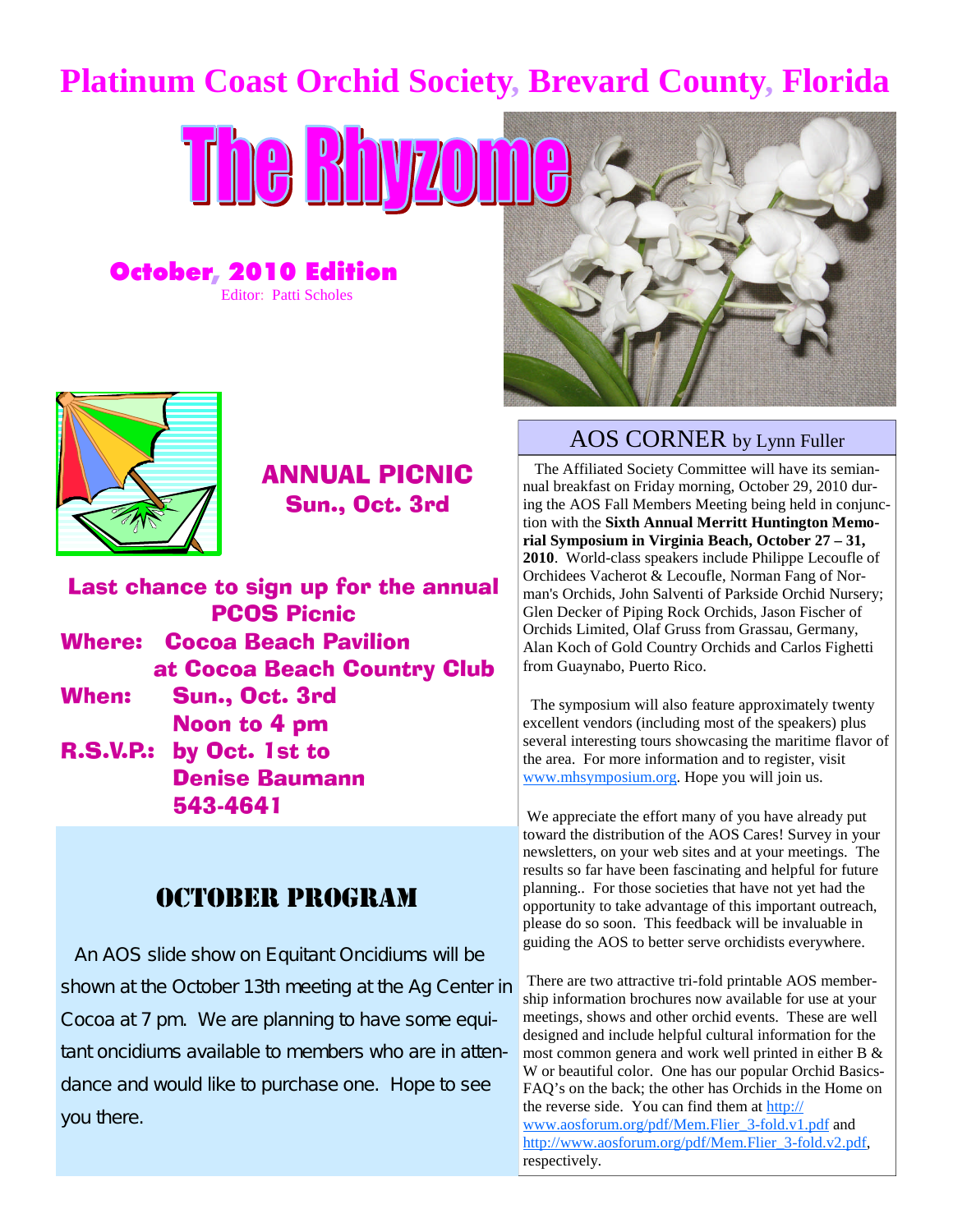# Platinum Coast Orchid Society, Brevard County, Florida

# The Rhyzome

**October, 2010 Edition**

Editor: Patti Scholes

## ANNUAL PICNIC
**Sun., Oct. 3rd**

**Last chance to sign up for the annual PCOS Picnic**

**Where:** Cocoa Beach Pavilion at Cocoa Beach Country Club

**When:** Sun., Oct. 3rd Noon to 4 pm

**R.S.V.P.:** by Oct. 1st to Denise Baumann 543-4641

## OCTOBER PROGRAM

An AOS slide show on Equitant Oncidiums will be shown at the October 13th meeting at the Ag Center in Cocoa at 7 pm. We are planning to have some equitant oncidiums available to members who are in attendance and would like to purchase one. Hope to see you there.

## AOS CORNER by Lynn Fuller

The Affiliated Society Committee will have its semiannual breakfast on Friday morning, October 29, 2010 during the AOS Fall Members Meeting being held in conjunction with the **Sixth Annual Merritt Huntington Memorial Symposium in Virginia Beach, October 27 – 31, 2010**. World-class speakers include Philippe Lecoufle of Orchidees Vacherot & Lecoufle, Norman Fang of Norman's Orchids, John Salventi of Parkside Orchid Nursery; Glen Decker of Piping Rock Orchids, Jason Fischer of Orchids Limited, Olaf Gruss from Grassau, Germany, Alan Koch of Gold Country Orchids and Carlos Fighetti from Guaynabo, Puerto Rico.

The symposium will also feature approximately twenty excellent vendors (including most of the speakers) plus several interesting tours showcasing the maritime flavor of the area. For more information and to register, visit www.mhsymposium.org. Hope you will join us.

We appreciate the effort many of you have already put toward the distribution of the AOS Cares! Survey in your newsletters, on your web sites and at your meetings. The results so far have been fascinating and helpful for future planning.. For those societies that have not yet had the opportunity to take advantage of this important outreach, please do so soon. This feedback will be invaluable in guiding the AOS to better serve orchidists everywhere.

There are two attractive tri-fold printable AOS membership information brochures now available for use at your meetings, shows and other orchid events. These are well designed and include helpful cultural information for the most common genera and work well printed in either B & W or beautiful color. One has our popular Orchid Basics-FAQ's on the back; the other has Orchids in the Home on the reverse side. You can find them at http://www.aosforum.org/pdf/Mem.Flier_3-fold.v1.pdf and http://www.aosforum.org/pdf/Mem.Flier_3-fold.v2.pdf, respectively.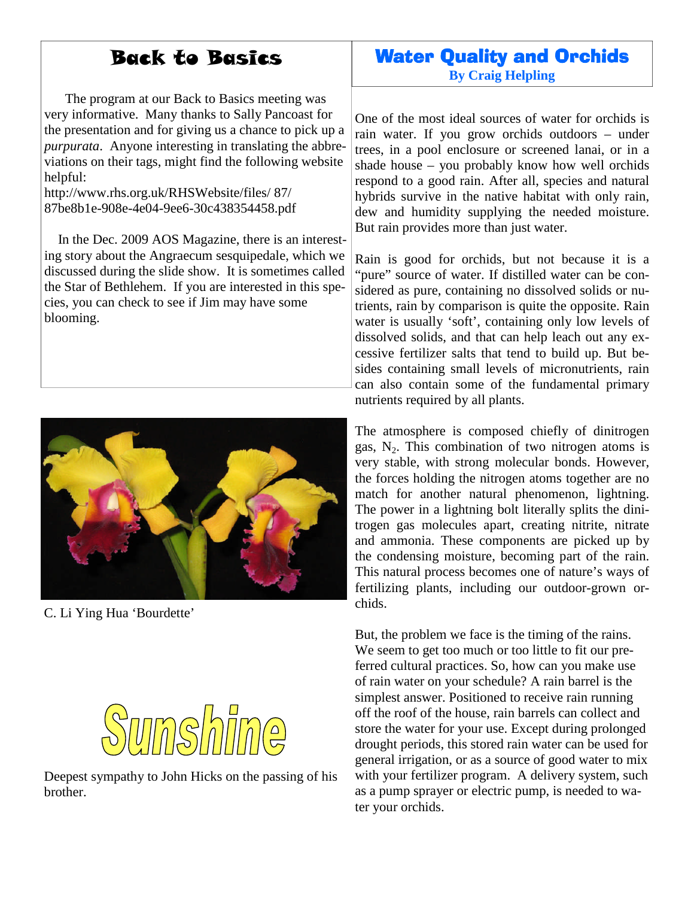## Back to Basics

The program at our Back to Basics meeting was very informative. Many thanks to Sally Pancoast for the presentation and for giving us a chance to pick up a *purpurata*. Anyone interesting in translating the abbreviations on their tags, might find the following website helpful:
http://www.rhs.org.uk/RHSWebsite/files/ 87/ 87be8b1e-908e-4e04-9ee6-30c438354458.pdf

In the Dec. 2009 AOS Magazine, there is an interesting story about the Angraecum sesquipedale, which we discussed during the slide show. It is sometimes called the Star of Bethlehem. If you are interested in this species, you can check to see if Jim may have some blooming.

C. Li Ying Hua 'Bourdette'

## Sunshine

Deepest sympathy to John Hicks on the passing of his brother.

## Water Quality and Orchids

**By Craig Helpling**

One of the most ideal sources of water for orchids is rain water. If you grow orchids outdoors – under trees, in a pool enclosure or screened lanai, or in a shade house – you probably know how well orchids respond to a good rain. After all, species and natural hybrids survive in the native habitat with only rain, dew and humidity supplying the needed moisture. But rain provides more than just water.

Rain is good for orchids, but not because it is a "pure" source of water. If distilled water can be considered as pure, containing no dissolved solids or nutrients, rain by comparison is quite the opposite. Rain water is usually 'soft', containing only low levels of dissolved solids, and that can help leach out any excessive fertilizer salts that tend to build up. But besides containing small levels of micronutrients, rain can also contain some of the fundamental primary nutrients required by all plants.

The atmosphere is composed chiefly of dinitrogen gas, $N_2$. This combination of two nitrogen atoms is very stable, with strong molecular bonds. However, the forces holding the nitrogen atoms together are no match for another natural phenomenon, lightning. The power in a lightning bolt literally splits the dinitrogen gas molecules apart, creating nitrite, nitrate and ammonia. These components are picked up by the condensing moisture, becoming part of the rain. This natural process becomes one of nature's ways of fertilizing plants, including our outdoor-grown orchids.

But, the problem we face is the timing of the rains. We seem to get too much or too little to fit our preferred cultural practices. So, how can you make use of rain water on your schedule? A rain barrel is the simplest answer. Positioned to receive rain running off the roof of the house, rain barrels can collect and store the water for your use. Except during prolonged drought periods, this stored rain water can be used for general irrigation, or as a source of good water to mix with your fertilizer program. A delivery system, such as a pump sprayer or electric pump, is needed to water your orchids.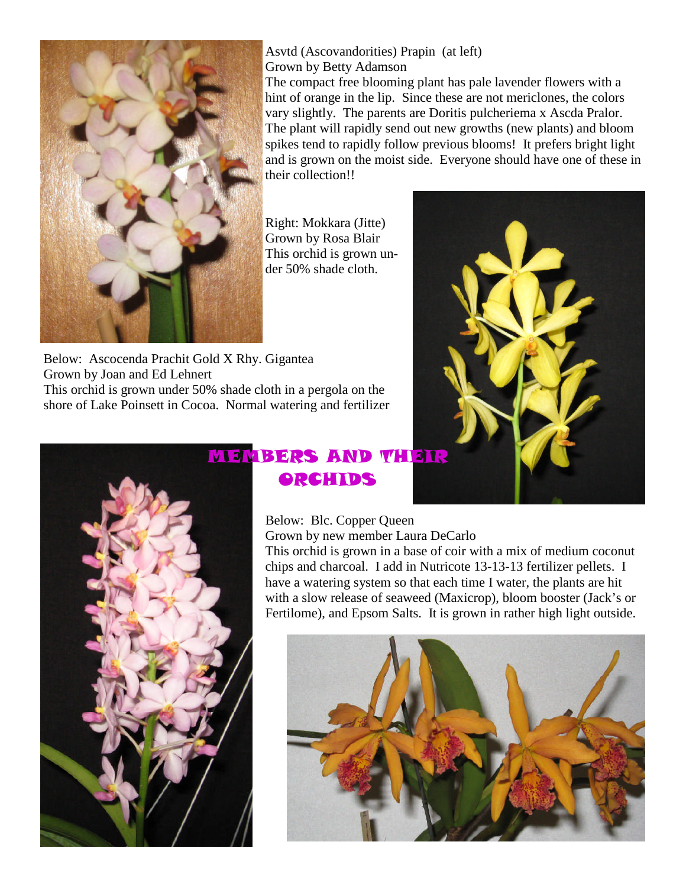Asvtd (Ascovandorities) Prapin (at left)
Grown by Betty Adamson
The compact free blooming plant has pale lavender flowers with a hint of orange in the lip. Since these are not mericlones, the colors vary slightly. The parents are Doritis pulcheriema x Ascda Pralor. The plant will rapidly send out new growths (new plants) and bloom spikes tend to rapidly follow previous blooms! It prefers bright light and is grown on the moist side. Everyone should have one of these in their collection!!

Right: Mokkara (Jitte)
Grown by Rosa Blair
This orchid is grown under 50% shade cloth.

Below: Ascocenda Prachit Gold X Rhy. Gigantea
Grown by Joan and Ed Lehnert
This orchid is grown under 50% shade cloth in a pergola on the shore of Lake Poinsett in Cocoa. Normal watering and fertilizer

# MEMBERS AND THEIR ORCHIDS

Below: Blc. Copper Queen
Grown by new member Laura DeCarlo
This orchid is grown in a base of coir with a mix of medium coconut chips and charcoal. I add in Nutricote 13-13-13 fertilizer pellets. I have a watering system so that each time I water, the plants are hit with a slow release of seaweed (Maxicrop), bloom booster (Jack's or Fertilome), and Epsom Salts. It is grown in rather high light outside.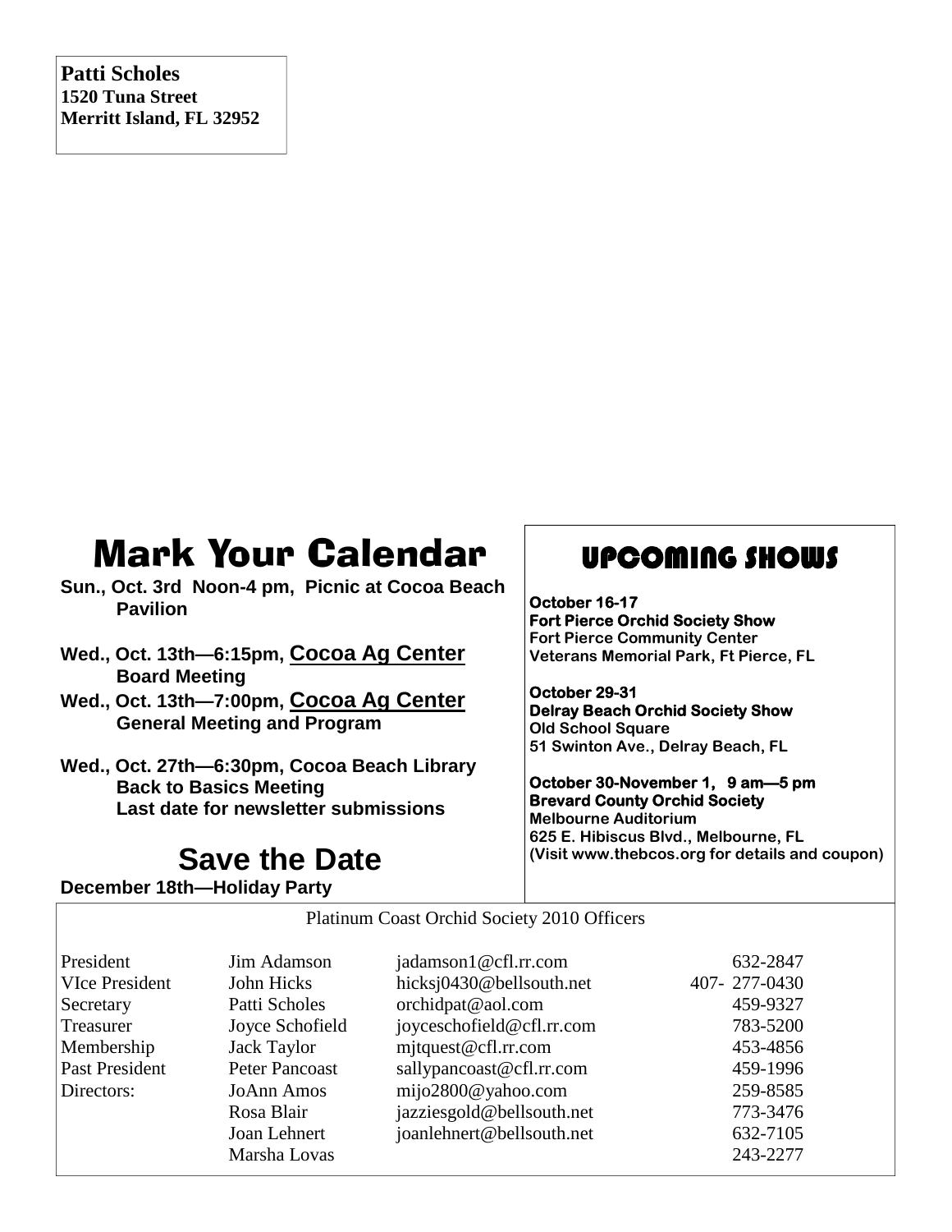**Patti Scholes**
**1520 Tuna Street**
**Merritt Island, FL 32952**

# Mark Your Calendar

**Sun., Oct. 3rd Noon-4 pm, Picnic at Cocoa Beach Pavilion**

**Wed., Oct. 13th—6:15pm, Cocoa Ag Center**
**Board Meeting**

**Wed., Oct. 13th—7:00pm, Cocoa Ag Center**
**General Meeting and Program**

**Wed., Oct. 27th—6:30pm, Cocoa Beach Library**
**Back to Basics Meeting**
**Last date for newsletter submissions**

## Save the Date

**December 18th—Holiday Party**

# UPCOMING SHOWS

**October 16-17**
**Fort Pierce Orchid Society Show**
**Fort Pierce Community Center**
**Veterans Memorial Park, Ft Pierce, FL**

**October 29-31**
**Delray Beach Orchid Society Show**
**Old School Square**
**51 Swinton Ave., Delray Beach, FL**

**October 30-November 1, 9 am—5 pm**
**Brevard County Orchid Society**
**Melbourne Auditorium**
**625 E. Hibiscus Blvd., Melbourne, FL**
**(Visit www.thebcos.org for details and coupon)**

Platinum Coast Orchid Society 2010 Officers

| | | | |
|---|---|---|---|
| President | Jim Adamson | jadamson1@cfl.rr.com | 632-2847 |
| VIce President | John Hicks | hicksj0430@bellsouth.net | 407- 277-0430 |
| Secretary | Patti Scholes | orchidpat@aol.com | 459-9327 |
| Treasurer | Joyce Schofield | joyceschofield@cfl.rr.com | 783-5200 |
| Membership | Jack Taylor | mjtquest@cfl.rr.com | 453-4856 |
| Past President | Peter Pancoast | sallypancoast@cfl.rr.com | 459-1996 |
| Directors: | JoAnn Amos | mijo2800@yahoo.com | 259-8585 |
| | Rosa Blair | jazziesgold@bellsouth.net | 773-3476 |
| | Joan Lehnert | joanlehnert@bellsouth.net | 632-7105 |
| | Marsha Lovas | | 243-2277 |